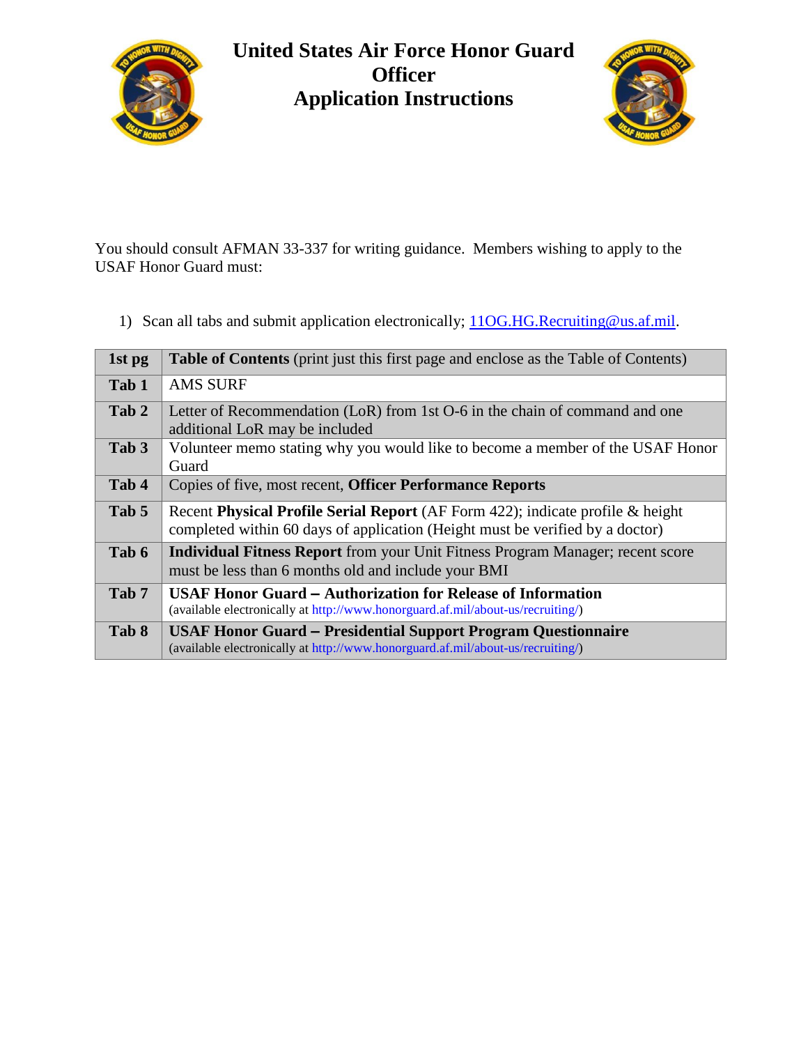# United States Air Force Honor Guard Officer Application Instructions

You should consult AFMAN 33-337 for writing guidance. Members wishing to apply to the USAF Honor Guard must:

1) Scan all tabs and submit application electronically; 11OG.HG.Recruiting@us.af.mil.

| | |
|---|---|
| **1st pg** | **Table of Contents** (print just this first page and enclose as the Table of Contents) |
| **Tab 1** | AMS SURF |
| **Tab 2** | Letter of Recommendation (LoR) from 1st O-6 in the chain of command and one additional LoR may be included |
| **Tab 3** | Volunteer memo stating why you would like to become a member of the USAF Honor Guard |
| **Tab 4** | Copies of five, most recent, **Officer Performance Reports** |
| **Tab 5** | Recent **Physical Profile Serial Report** (AF Form 422); indicate profile & height completed within 60 days of application (Height must be verified by a doctor) |
| **Tab 6** | **Individual Fitness Report** from your Unit Fitness Program Manager; recent score must be less than 6 months old and include your BMI |
| **Tab 7** | **USAF Honor Guard – Authorization for Release of Information** (available electronically at http://www.honorguard.af.mil/about-us/recruiting/) |
| **Tab 8** | **USAF Honor Guard – Presidential Support Program Questionnaire** (available electronically at http://www.honorguard.af.mil/about-us/recruiting/) |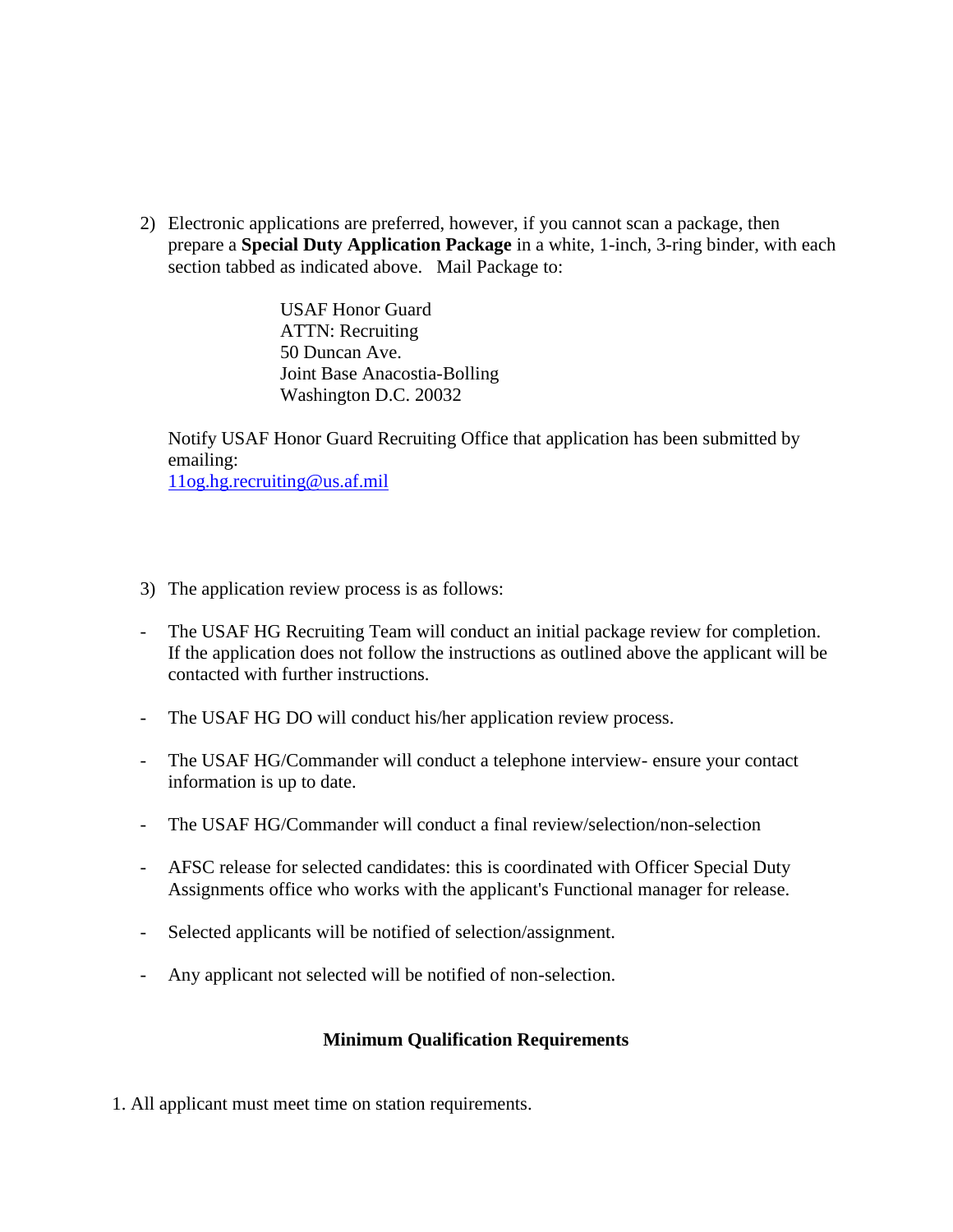2) Electronic applications are preferred, however, if you cannot scan a package, then prepare a **Special Duty Application Package** in a white, 1-inch, 3-ring binder, with each section tabbed as indicated above. Mail Package to:

   USAF Honor Guard  
   ATTN: Recruiting  
   50 Duncan Ave.  
   Joint Base Anacostia-Bolling  
   Washington D.C. 20032

   Notify USAF Honor Guard Recruiting Office that application has been submitted by emailing:  
   11og.hg.recruiting@us.af.mil

3) The application review process is as follows:

- The USAF HG Recruiting Team will conduct an initial package review for completion. If the application does not follow the instructions as outlined above the applicant will be contacted with further instructions.
- The USAF HG DO will conduct his/her application review process.
- The USAF HG/Commander will conduct a telephone interview- ensure your contact information is up to date.
- The USAF HG/Commander will conduct a final review/selection/non-selection
- AFSC release for selected candidates: this is coordinated with Officer Special Duty Assignments office who works with the applicant's Functional manager for release.
- Selected applicants will be notified of selection/assignment.
- Any applicant not selected will be notified of non-selection.

**Minimum Qualification Requirements**

1. All applicant must meet time on station requirements.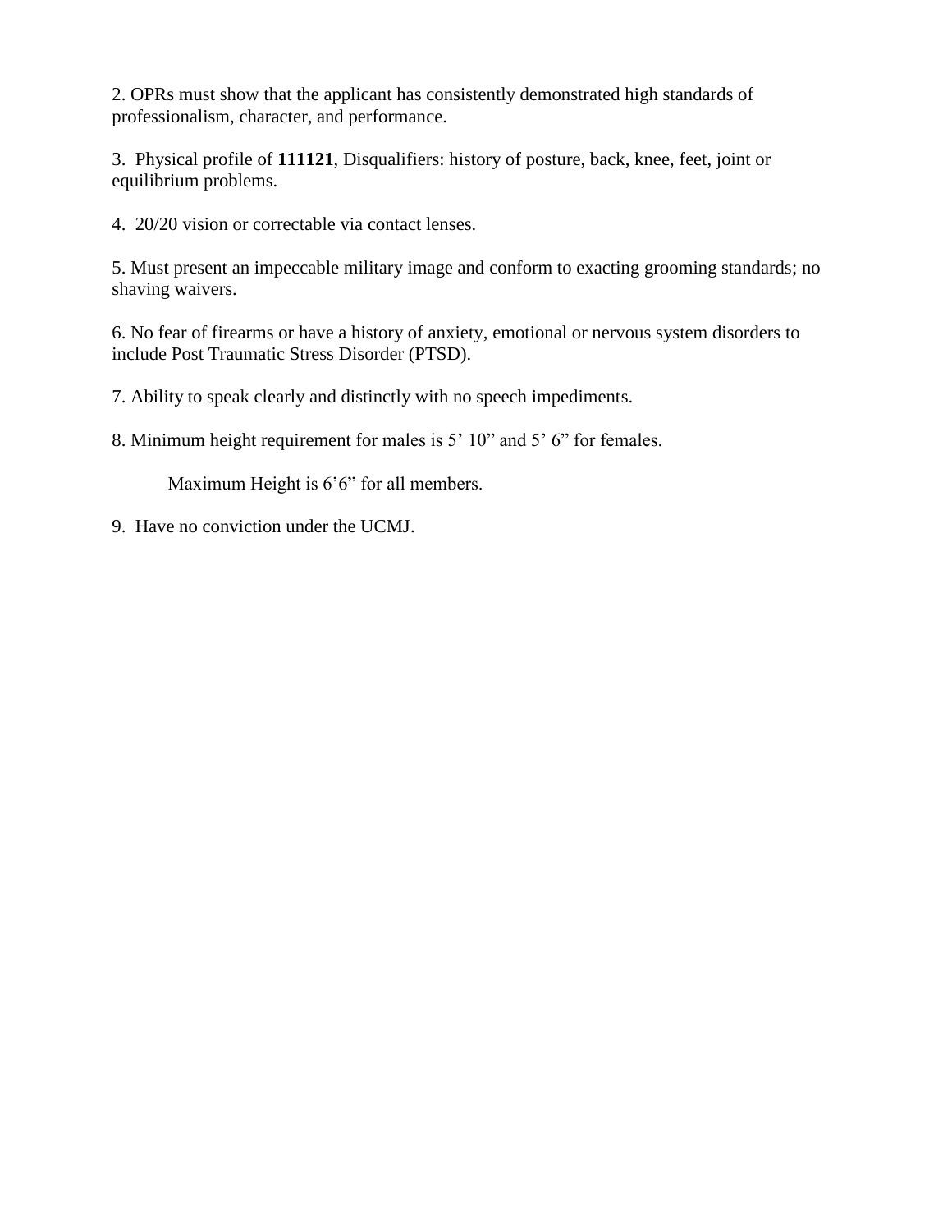2. OPRs must show that the applicant has consistently demonstrated high standards of professionalism, character, and performance.

3. Physical profile of **111121**, Disqualifiers: history of posture, back, knee, feet, joint or equilibrium problems.

4. 20/20 vision or correctable via contact lenses.

5. Must present an impeccable military image and conform to exacting grooming standards; no shaving waivers.

6. No fear of firearms or have a history of anxiety, emotional or nervous system disorders to include Post Traumatic Stress Disorder (PTSD).

7. Ability to speak clearly and distinctly with no speech impediments.

8. Minimum height requirement for males is 5' 10" and 5' 6" for females.

Maximum Height is 6'6" for all members.

9. Have no conviction under the UCMJ.